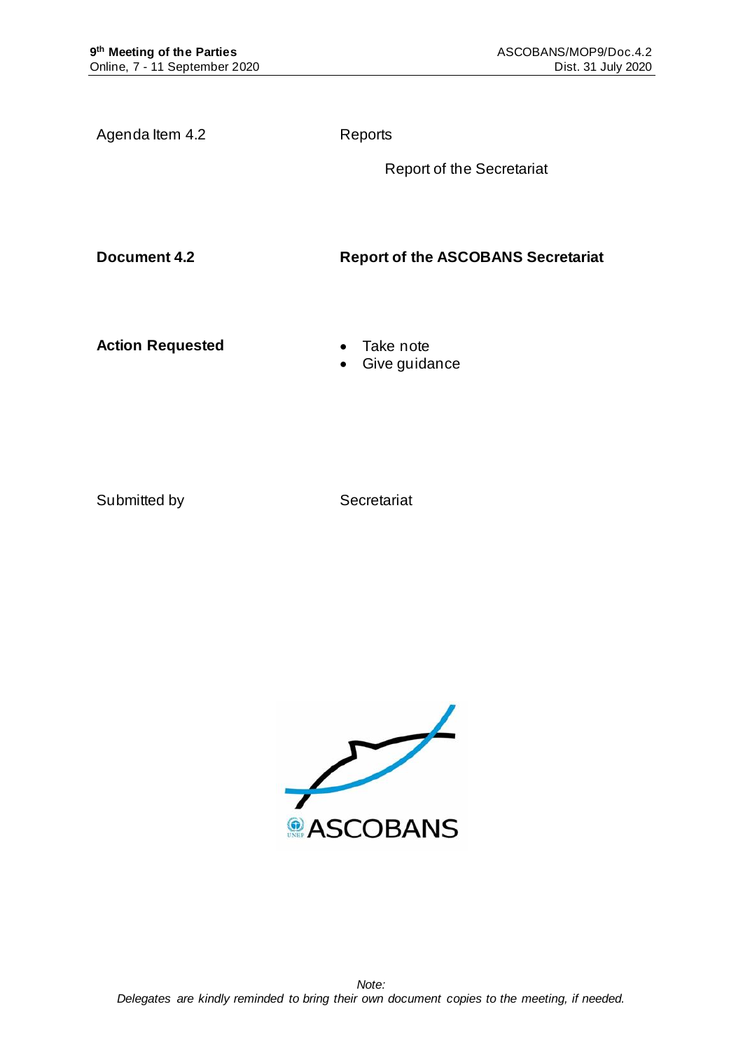**9th Meeting of the Parties**
Online, 7 - 11 September 2020

ASCOBANS/MOP9/Doc.4.2
Dist. 31 July 2020

| | |
|---|---|
| Agenda Item 4.2 | Reports |
| | Report of the Secretariat |
| **Document 4.2** | **Report of the ASCOBANS Secretariat** |
| **Action Requested** | • Take note<br>• Give guidance |
| Submitted by | Secretariat |

ASCOBANS

*Note:*
*Delegates are kindly reminded to bring their own document copies to the meeting, if needed.*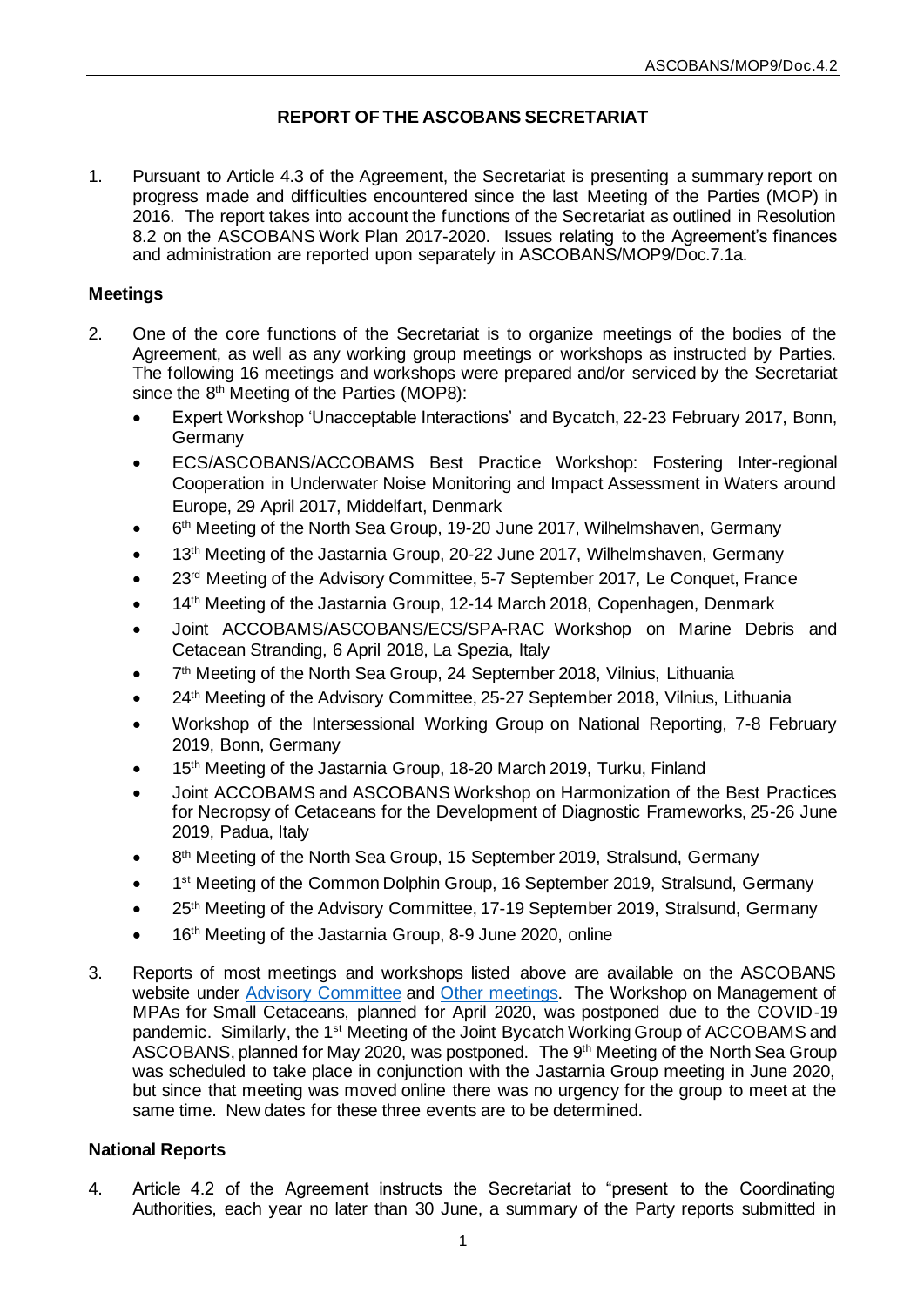# REPORT OF THE ASCOBANS SECRETARIAT

1. Pursuant to Article 4.3 of the Agreement, the Secretariat is presenting a summary report on progress made and difficulties encountered since the last Meeting of the Parties (MOP) in 2016. The report takes into account the functions of the Secretariat as outlined in Resolution 8.2 on the ASCOBANS Work Plan 2017-2020. Issues relating to the Agreement's finances and administration are reported upon separately in ASCOBANS/MOP9/Doc.7.1a.

## Meetings

2. One of the core functions of the Secretariat is to organize meetings of the bodies of the Agreement, as well as any working group meetings or workshops as instructed by Parties. The following 16 meetings and workshops were prepared and/or serviced by the Secretariat since the 8th Meeting of the Parties (MOP8):
   - Expert Workshop 'Unacceptable Interactions' and Bycatch, 22-23 February 2017, Bonn, Germany
   - ECS/ASCOBANS/ACCOBAMS Best Practice Workshop: Fostering Inter-regional Cooperation in Underwater Noise Monitoring and Impact Assessment in Waters around Europe, 29 April 2017, Middelfart, Denmark
   - 6th Meeting of the North Sea Group, 19-20 June 2017, Wilhelmshaven, Germany
   - 13th Meeting of the Jastarnia Group, 20-22 June 2017, Wilhelmshaven, Germany
   - 23rd Meeting of the Advisory Committee, 5-7 September 2017, Le Conquet, France
   - 14th Meeting of the Jastarnia Group, 12-14 March 2018, Copenhagen, Denmark
   - Joint ACCOBAMS/ASCOBANS/ECS/SPA-RAC Workshop on Marine Debris and Cetacean Stranding, 6 April 2018, La Spezia, Italy
   - 7th Meeting of the North Sea Group, 24 September 2018, Vilnius, Lithuania
   - 24th Meeting of the Advisory Committee, 25-27 September 2018, Vilnius, Lithuania
   - Workshop of the Intersessional Working Group on National Reporting, 7-8 February 2019, Bonn, Germany
   - 15th Meeting of the Jastarnia Group, 18-20 March 2019, Turku, Finland
   - Joint ACCOBAMS and ASCOBANS Workshop on Harmonization of the Best Practices for Necropsy of Cetaceans for the Development of Diagnostic Frameworks, 25-26 June 2019, Padua, Italy
   - 8th Meeting of the North Sea Group, 15 September 2019, Stralsund, Germany
   - 1st Meeting of the Common Dolphin Group, 16 September 2019, Stralsund, Germany
   - 25th Meeting of the Advisory Committee, 17-19 September 2019, Stralsund, Germany
   - 16th Meeting of the Jastarnia Group, 8-9 June 2020, online

3. Reports of most meetings and workshops listed above are available on the ASCOBANS website under Advisory Committee and Other meetings. The Workshop on Management of MPAs for Small Cetaceans, planned for April 2020, was postponed due to the COVID-19 pandemic. Similarly, the 1st Meeting of the Joint Bycatch Working Group of ACCOBAMS and ASCOBANS, planned for May 2020, was postponed. The 9th Meeting of the North Sea Group was scheduled to take place in conjunction with the Jastarnia Group meeting in June 2020, but since that meeting was moved online there was no urgency for the group to meet at the same time. New dates for these three events are to be determined.

## National Reports

4. Article 4.2 of the Agreement instructs the Secretariat to "present to the Coordinating Authorities, each year no later than 30 June, a summary of the Party reports submitted in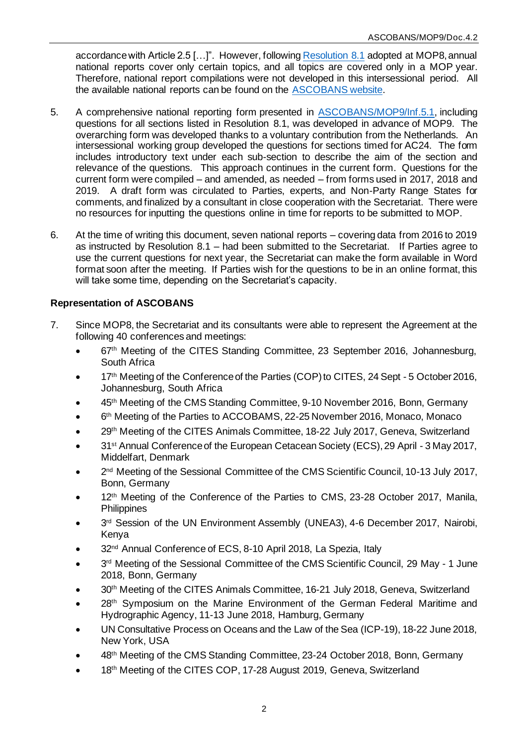accordance with Article 2.5 […]". However, following [Resolution 8.1](#) adopted at MOP8, annual national reports cover only certain topics, and all topics are covered only in a MOP year. Therefore, national report compilations were not developed in this intersessional period. All the available national reports can be found on the [ASCOBANS website](#).

5. A comprehensive national reporting form presented in [ASCOBANS/MOP9/Inf.5.1](#), including questions for all sections listed in Resolution 8.1, was developed in advance of MOP9. The overarching form was developed thanks to a voluntary contribution from the Netherlands. An intersessional working group developed the questions for sections timed for AC24. The form includes introductory text under each sub-section to describe the aim of the section and relevance of the questions. This approach continues in the current form. Questions for the current form were compiled – and amended, as needed – from forms used in 2017, 2018 and 2019. A draft form was circulated to Parties, experts, and Non-Party Range States for comments, and finalized by a consultant in close cooperation with the Secretariat. There were no resources for inputting the questions online in time for reports to be submitted to MOP.

6. At the time of writing this document, seven national reports – covering data from 2016 to 2019 as instructed by Resolution 8.1 – had been submitted to the Secretariat. If Parties agree to use the current questions for next year, the Secretariat can make the form available in Word format soon after the meeting. If Parties wish for the questions to be in an online format, this will take some time, depending on the Secretariat's capacity.

**Representation of ASCOBANS**

7. Since MOP8, the Secretariat and its consultants were able to represent the Agreement at the following 40 conferences and meetings:
   - 67th Meeting of the CITES Standing Committee, 23 September 2016, Johannesburg, South Africa
   - 17th Meeting of the Conference of the Parties (COP) to CITES, 24 Sept - 5 October 2016, Johannesburg, South Africa
   - 45th Meeting of the CMS Standing Committee, 9-10 November 2016, Bonn, Germany
   - 6th Meeting of the Parties to ACCOBAMS, 22-25 November 2016, Monaco, Monaco
   - 29th Meeting of the CITES Animals Committee, 18-22 July 2017, Geneva, Switzerland
   - 31st Annual Conference of the European Cetacean Society (ECS), 29 April - 3 May 2017, Middelfart, Denmark
   - 2nd Meeting of the Sessional Committee of the CMS Scientific Council, 10-13 July 2017, Bonn, Germany
   - 12th Meeting of the Conference of the Parties to CMS, 23-28 October 2017, Manila, Philippines
   - 3rd Session of the UN Environment Assembly (UNEA3), 4-6 December 2017, Nairobi, Kenya
   - 32nd Annual Conference of ECS, 8-10 April 2018, La Spezia, Italy
   - 3rd Meeting of the Sessional Committee of the CMS Scientific Council, 29 May - 1 June 2018, Bonn, Germany
   - 30th Meeting of the CITES Animals Committee, 16-21 July 2018, Geneva, Switzerland
   - 28th Symposium on the Marine Environment of the German Federal Maritime and Hydrographic Agency, 11-13 June 2018, Hamburg, Germany
   - UN Consultative Process on Oceans and the Law of the Sea (ICP-19), 18-22 June 2018, New York, USA
   - 48th Meeting of the CMS Standing Committee, 23-24 October 2018, Bonn, Germany
   - 18th Meeting of the CITES COP, 17-28 August 2019, Geneva, Switzerland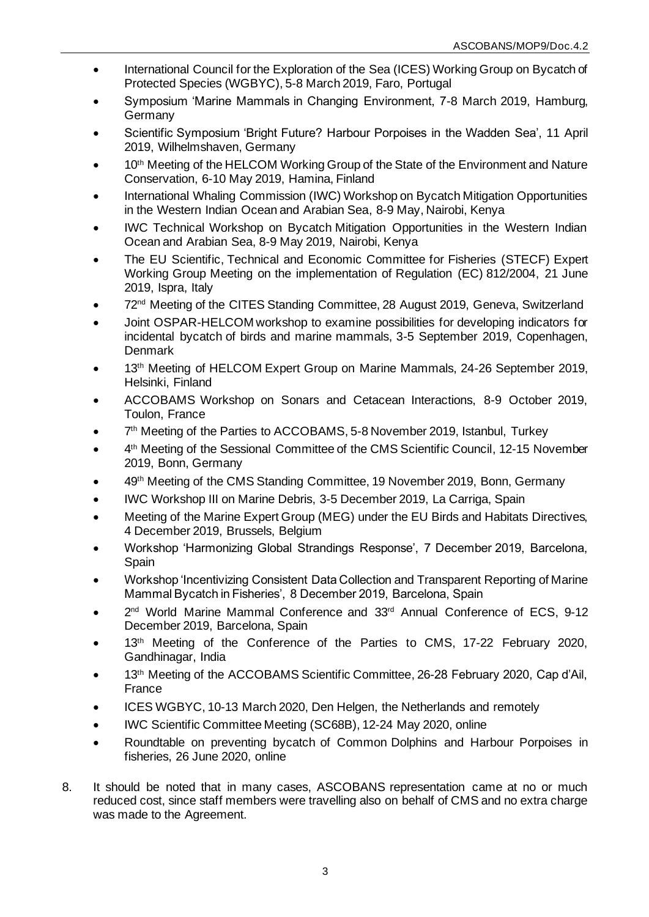- International Council for the Exploration of the Sea (ICES) Working Group on Bycatch of Protected Species (WGBYC), 5-8 March 2019, Faro, Portugal
- Symposium 'Marine Mammals in Changing Environment, 7-8 March 2019, Hamburg, Germany
- Scientific Symposium 'Bright Future? Harbour Porpoises in the Wadden Sea', 11 April 2019, Wilhelmshaven, Germany
- 10th Meeting of the HELCOM Working Group of the State of the Environment and Nature Conservation, 6-10 May 2019, Hamina, Finland
- International Whaling Commission (IWC) Workshop on Bycatch Mitigation Opportunities in the Western Indian Ocean and Arabian Sea, 8-9 May, Nairobi, Kenya
- IWC Technical Workshop on Bycatch Mitigation Opportunities in the Western Indian Ocean and Arabian Sea, 8-9 May 2019, Nairobi, Kenya
- The EU Scientific, Technical and Economic Committee for Fisheries (STECF) Expert Working Group Meeting on the implementation of Regulation (EC) 812/2004, 21 June 2019, Ispra, Italy
- 72nd Meeting of the CITES Standing Committee, 28 August 2019, Geneva, Switzerland
- Joint OSPAR-HELCOM workshop to examine possibilities for developing indicators for incidental bycatch of birds and marine mammals, 3-5 September 2019, Copenhagen, Denmark
- 13th Meeting of HELCOM Expert Group on Marine Mammals, 24-26 September 2019, Helsinki, Finland
- ACCOBAMS Workshop on Sonars and Cetacean Interactions, 8-9 October 2019, Toulon, France
- 7th Meeting of the Parties to ACCOBAMS, 5-8 November 2019, Istanbul, Turkey
- 4th Meeting of the Sessional Committee of the CMS Scientific Council, 12-15 November 2019, Bonn, Germany
- 49th Meeting of the CMS Standing Committee, 19 November 2019, Bonn, Germany
- IWC Workshop III on Marine Debris, 3-5 December 2019, La Carriga, Spain
- Meeting of the Marine Expert Group (MEG) under the EU Birds and Habitats Directives, 4 December 2019, Brussels, Belgium
- Workshop 'Harmonizing Global Strandings Response', 7 December 2019, Barcelona, Spain
- Workshop 'Incentivizing Consistent Data Collection and Transparent Reporting of Marine Mammal Bycatch in Fisheries', 8 December 2019, Barcelona, Spain
- 2nd World Marine Mammal Conference and 33rd Annual Conference of ECS, 9-12 December 2019, Barcelona, Spain
- 13th Meeting of the Conference of the Parties to CMS, 17-22 February 2020, Gandhinagar, India
- 13th Meeting of the ACCOBAMS Scientific Committee, 26-28 February 2020, Cap d'Ail, France
- ICES WGBYC, 10-13 March 2020, Den Helgen, the Netherlands and remotely
- IWC Scientific Committee Meeting (SC68B), 12-24 May 2020, online
- Roundtable on preventing bycatch of Common Dolphins and Harbour Porpoises in fisheries, 26 June 2020, online

8. It should be noted that in many cases, ASCOBANS representation came at no or much reduced cost, since staff members were travelling also on behalf of CMS and no extra charge was made to the Agreement.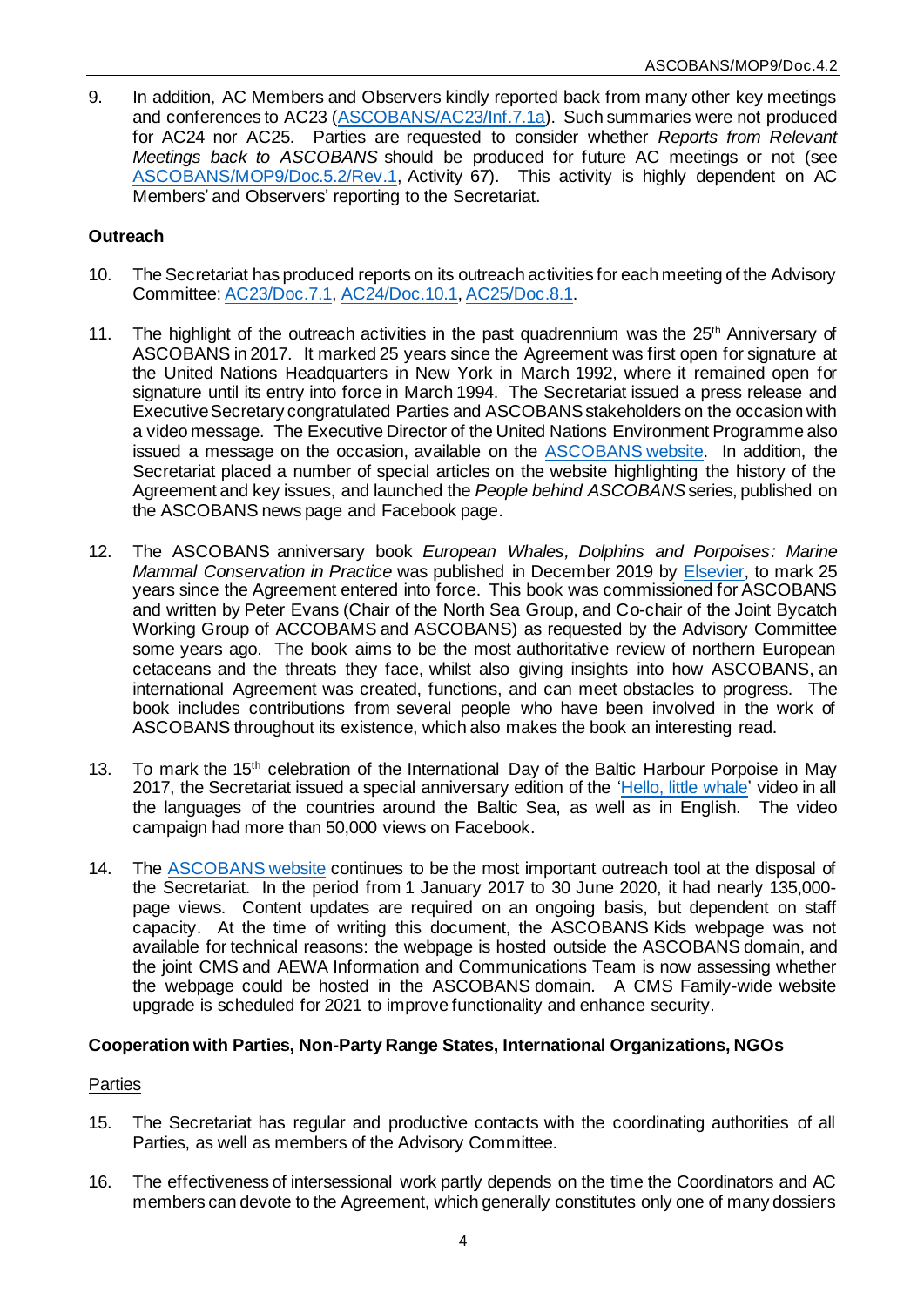9. In addition, AC Members and Observers kindly reported back from many other key meetings and conferences to AC23 (ASCOBANS/AC23/Inf.7.1a). Such summaries were not produced for AC24 nor AC25. Parties are requested to consider whether *Reports from Relevant Meetings back to ASCOBANS* should be produced for future AC meetings or not (see ASCOBANS/MOP9/Doc.5.2/Rev.1, Activity 67). This activity is highly dependent on AC Members' and Observers' reporting to the Secretariat.

**Outreach**

10. The Secretariat has produced reports on its outreach activities for each meeting of the Advisory Committee: AC23/Doc.7.1, AC24/Doc.10.1, AC25/Doc.8.1.

11. The highlight of the outreach activities in the past quadrennium was the 25th Anniversary of ASCOBANS in 2017. It marked 25 years since the Agreement was first open for signature at the United Nations Headquarters in New York in March 1992, where it remained open for signature until its entry into force in March 1994. The Secretariat issued a press release and Executive Secretary congratulated Parties and ASCOBANS stakeholders on the occasion with a video message. The Executive Director of the United Nations Environment Programme also issued a message on the occasion, available on the ASCOBANS website. In addition, the Secretariat placed a number of special articles on the website highlighting the history of the Agreement and key issues, and launched the *People behind ASCOBANS* series, published on the ASCOBANS news page and Facebook page.

12. The ASCOBANS anniversary book *European Whales, Dolphins and Porpoises: Marine Mammal Conservation in Practice* was published in December 2019 by Elsevier, to mark 25 years since the Agreement entered into force. This book was commissioned for ASCOBANS and written by Peter Evans (Chair of the North Sea Group, and Co-chair of the Joint Bycatch Working Group of ACCOBAMS and ASCOBANS) as requested by the Advisory Committee some years ago. The book aims to be the most authoritative review of northern European cetaceans and the threats they face, whilst also giving insights into how ASCOBANS, an international Agreement was created, functions, and can meet obstacles to progress. The book includes contributions from several people who have been involved in the work of ASCOBANS throughout its existence, which also makes the book an interesting read.

13. To mark the 15th celebration of the International Day of the Baltic Harbour Porpoise in May 2017, the Secretariat issued a special anniversary edition of the 'Hello, little whale' video in all the languages of the countries around the Baltic Sea, as well as in English. The video campaign had more than 50,000 views on Facebook.

14. The ASCOBANS website continues to be the most important outreach tool at the disposal of the Secretariat. In the period from 1 January 2017 to 30 June 2020, it had nearly 135,000-page views. Content updates are required on an ongoing basis, but dependent on staff capacity. At the time of writing this document, the ASCOBANS Kids webpage was not available for technical reasons: the webpage is hosted outside the ASCOBANS domain, and the joint CMS and AEWA Information and Communications Team is now assessing whether the webpage could be hosted in the ASCOBANS domain. A CMS Family-wide website upgrade is scheduled for 2021 to improve functionality and enhance security.

**Cooperation with Parties, Non-Party Range States, International Organizations, NGOs**

Parties

15. The Secretariat has regular and productive contacts with the coordinating authorities of all Parties, as well as members of the Advisory Committee.

16. The effectiveness of intersessional work partly depends on the time the Coordinators and AC members can devote to the Agreement, which generally constitutes only one of many dossiers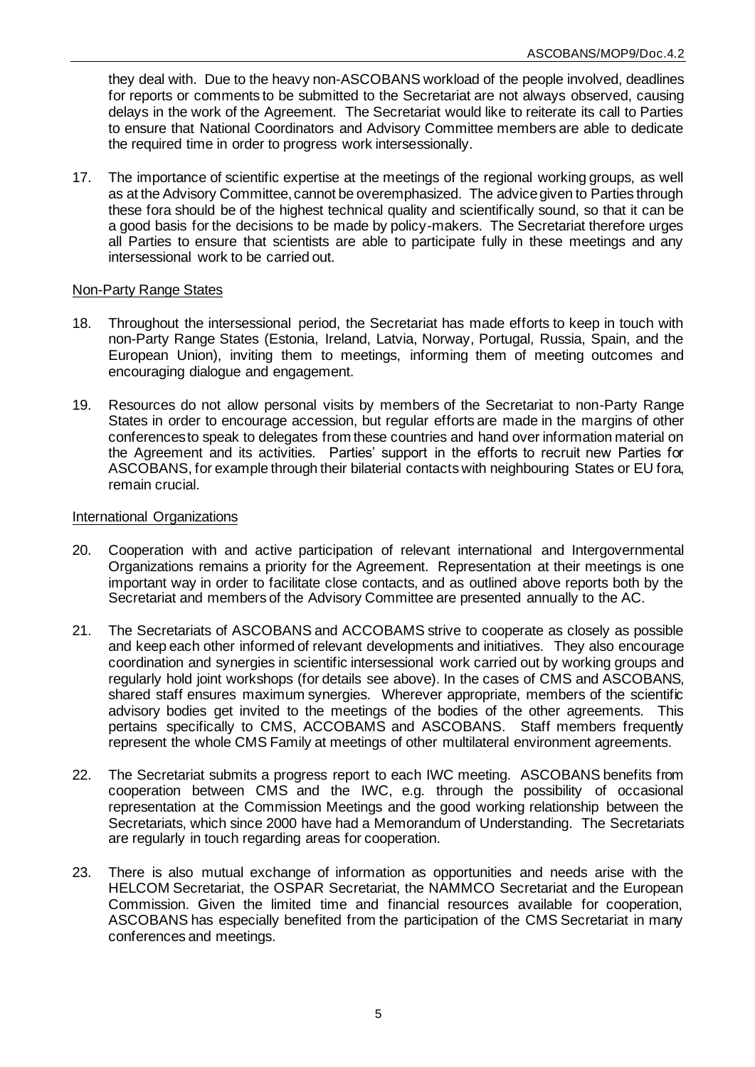they deal with. Due to the heavy non-ASCOBANS workload of the people involved, deadlines for reports or comments to be submitted to the Secretariat are not always observed, causing delays in the work of the Agreement. The Secretariat would like to reiterate its call to Parties to ensure that National Coordinators and Advisory Committee members are able to dedicate the required time in order to progress work intersessionally.

17. The importance of scientific expertise at the meetings of the regional working groups, as well as at the Advisory Committee, cannot be overemphasized. The advice given to Parties through these fora should be of the highest technical quality and scientifically sound, so that it can be a good basis for the decisions to be made by policy-makers. The Secretariat therefore urges all Parties to ensure that scientists are able to participate fully in these meetings and any intersessional work to be carried out.

Non-Party Range States

18. Throughout the intersessional period, the Secretariat has made efforts to keep in touch with non-Party Range States (Estonia, Ireland, Latvia, Norway, Portugal, Russia, Spain, and the European Union), inviting them to meetings, informing them of meeting outcomes and encouraging dialogue and engagement.

19. Resources do not allow personal visits by members of the Secretariat to non-Party Range States in order to encourage accession, but regular efforts are made in the margins of other conferences to speak to delegates from these countries and hand over information material on the Agreement and its activities. Parties' support in the efforts to recruit new Parties for ASCOBANS, for example through their bilateral contacts with neighbouring States or EU fora, remain crucial.

International Organizations

20. Cooperation with and active participation of relevant international and Intergovernmental Organizations remains a priority for the Agreement. Representation at their meetings is one important way in order to facilitate close contacts, and as outlined above reports both by the Secretariat and members of the Advisory Committee are presented annually to the AC.

21. The Secretariats of ASCOBANS and ACCOBAMS strive to cooperate as closely as possible and keep each other informed of relevant developments and initiatives. They also encourage coordination and synergies in scientific intersessional work carried out by working groups and regularly hold joint workshops (for details see above). In the cases of CMS and ASCOBANS, shared staff ensures maximum synergies. Wherever appropriate, members of the scientific advisory bodies get invited to the meetings of the bodies of the other agreements. This pertains specifically to CMS, ACCOBAMS and ASCOBANS. Staff members frequently represent the whole CMS Family at meetings of other multilateral environment agreements.

22. The Secretariat submits a progress report to each IWC meeting. ASCOBANS benefits from cooperation between CMS and the IWC, e.g. through the possibility of occasional representation at the Commission Meetings and the good working relationship between the Secretariats, which since 2000 have had a Memorandum of Understanding. The Secretariats are regularly in touch regarding areas for cooperation.

23. There is also mutual exchange of information as opportunities and needs arise with the HELCOM Secretariat, the OSPAR Secretariat, the NAMMCO Secretariat and the European Commission. Given the limited time and financial resources available for cooperation, ASCOBANS has especially benefited from the participation of the CMS Secretariat in many conferences and meetings.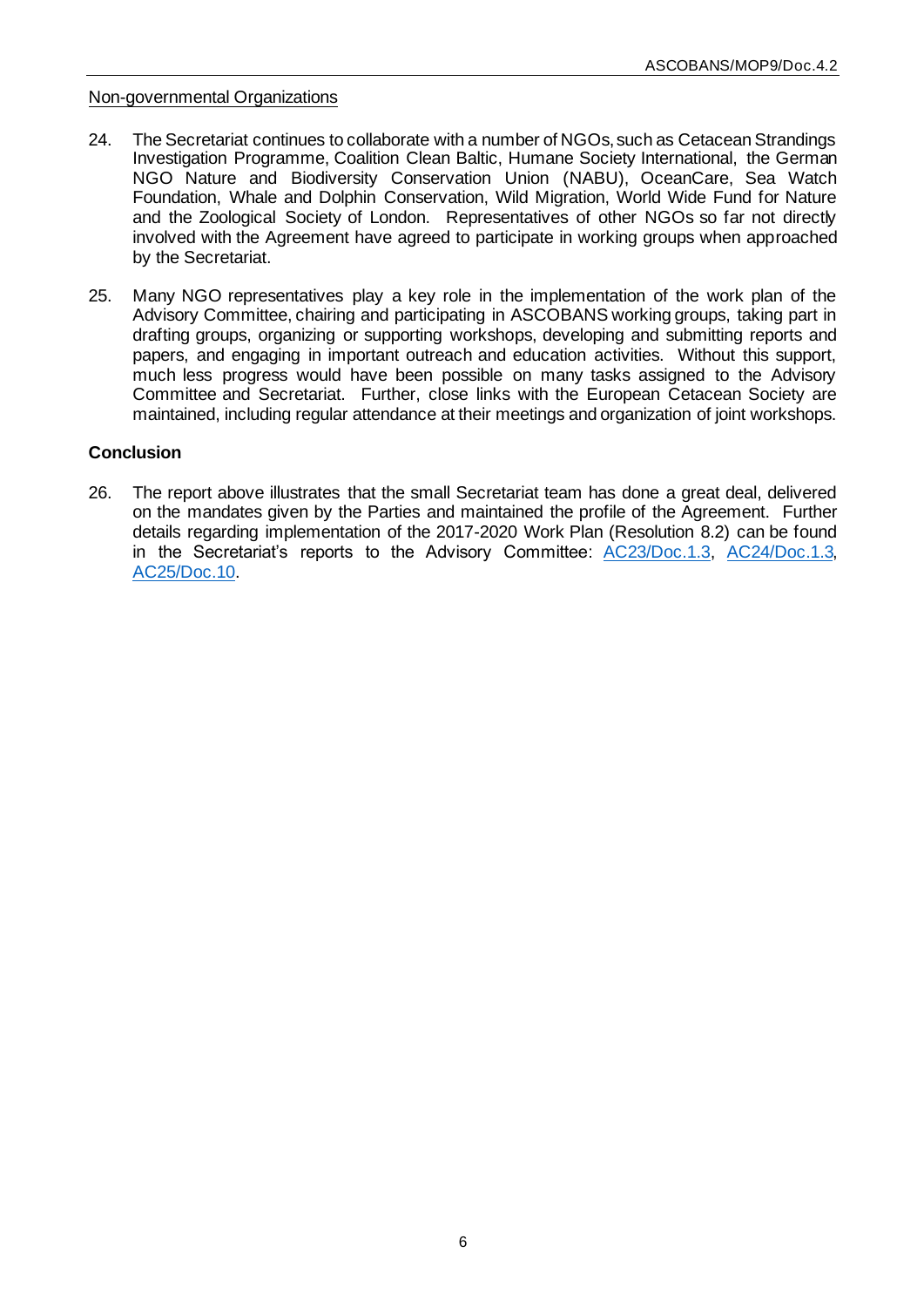Non-governmental Organizations

24. The Secretariat continues to collaborate with a number of NGOs, such as Cetacean Strandings Investigation Programme, Coalition Clean Baltic, Humane Society International, the German NGO Nature and Biodiversity Conservation Union (NABU), OceanCare, Sea Watch Foundation, Whale and Dolphin Conservation, Wild Migration, World Wide Fund for Nature and the Zoological Society of London. Representatives of other NGOs so far not directly involved with the Agreement have agreed to participate in working groups when approached by the Secretariat.

25. Many NGO representatives play a key role in the implementation of the work plan of the Advisory Committee, chairing and participating in ASCOBANS working groups, taking part in drafting groups, organizing or supporting workshops, developing and submitting reports and papers, and engaging in important outreach and education activities. Without this support, much less progress would have been possible on many tasks assigned to the Advisory Committee and Secretariat. Further, close links with the European Cetacean Society are maintained, including regular attendance at their meetings and organization of joint workshops.

**Conclusion**

26. The report above illustrates that the small Secretariat team has done a great deal, delivered on the mandates given by the Parties and maintained the profile of the Agreement. Further details regarding implementation of the 2017-2020 Work Plan (Resolution 8.2) can be found in the Secretariat's reports to the Advisory Committee: AC23/Doc.1.3, AC24/Doc.1.3, AC25/Doc.10.